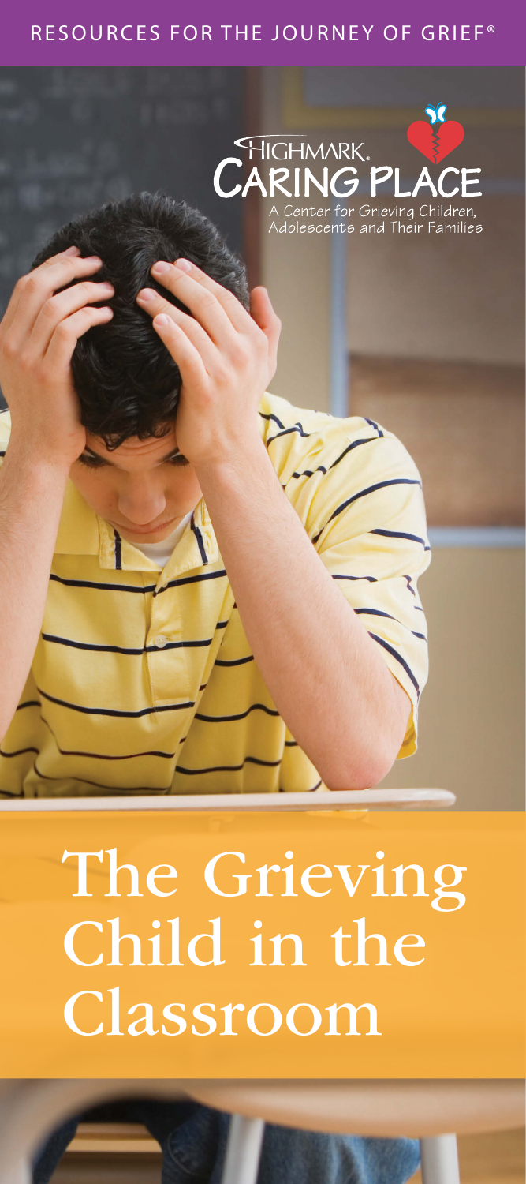RESOURCES FOR THE JOURNEY OF GRIEF®

HIGHMARK.
CARING PLACE
A Center for Grieving Children, Adolescents and Their Families

# The Grieving Child in the Classroom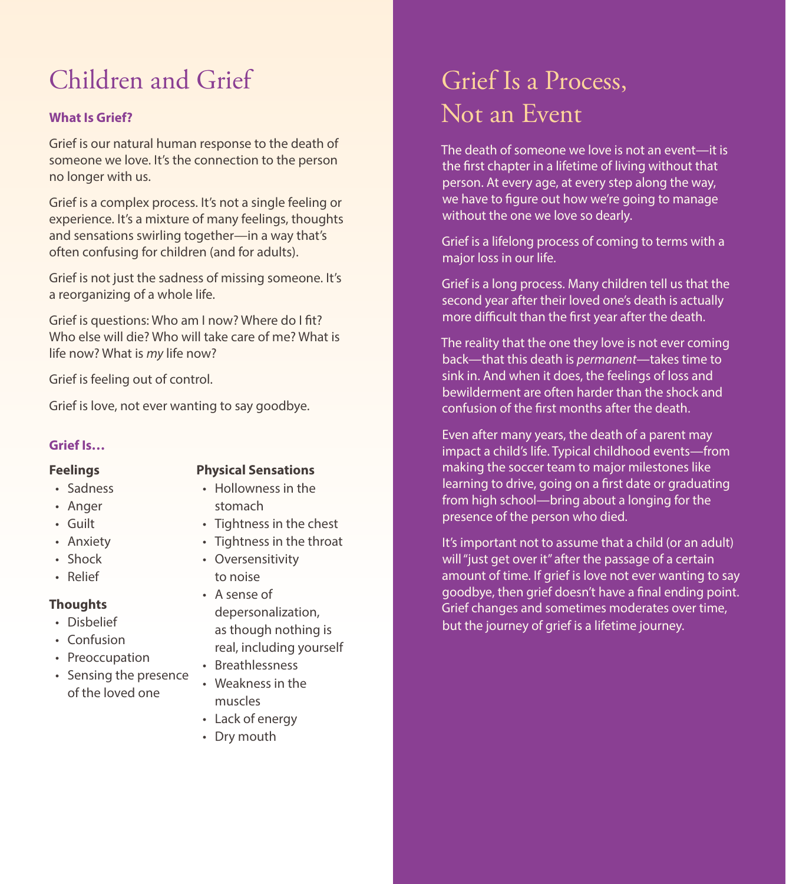# Children and Grief

### What Is Grief?

Grief is our natural human response to the death of someone we love. It's the connection to the person no longer with us.

Grief is a complex process. It's not a single feeling or experience. It's a mixture of many feelings, thoughts and sensations swirling together—in a way that's often confusing for children (and for adults).

Grief is not just the sadness of missing someone. It's a reorganizing of a whole life.

Grief is questions: Who am I now? Where do I fit? Who else will die? Who will take care of me? What is life now? What is *my* life now?

Grief is feeling out of control.

Grief is love, not ever wanting to say goodbye.

### Grief Is…

**Feelings**

- Sadness
- Anger
- Guilt
- Anxiety
- Shock
- Relief

**Thoughts**

- Disbelief
- Confusion
- Preoccupation
- Sensing the presence of the loved one

**Physical Sensations**

- Hollowness in the stomach
- Tightness in the chest
- Tightness in the throat
- Oversensitivity to noise
- A sense of depersonalization, as though nothing is real, including yourself
- Breathlessness
- Weakness in the muscles
- Lack of energy
- Dry mouth

# Grief Is a Process, Not an Event

The death of someone we love is not an event—it is the first chapter in a lifetime of living without that person. At every age, at every step along the way, we have to figure out how we're going to manage without the one we love so dearly.

Grief is a lifelong process of coming to terms with a major loss in our life.

Grief is a long process. Many children tell us that the second year after their loved one's death is actually more difficult than the first year after the death.

The reality that the one they love is not ever coming back—that this death is *permanent*—takes time to sink in. And when it does, the feelings of loss and bewilderment are often harder than the shock and confusion of the first months after the death.

Even after many years, the death of a parent may impact a child's life. Typical childhood events—from making the soccer team to major milestones like learning to drive, going on a first date or graduating from high school—bring about a longing for the presence of the person who died.

It's important not to assume that a child (or an adult) will "just get over it" after the passage of a certain amount of time. If grief is love not ever wanting to say goodbye, then grief doesn't have a final ending point. Grief changes and sometimes moderates over time, but the journey of grief is a lifetime journey.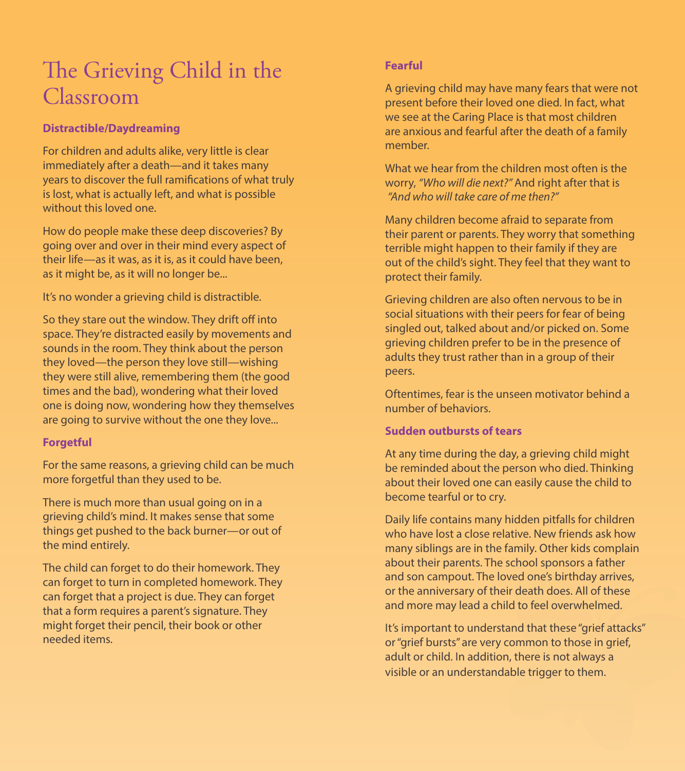# The Grieving Child in the Classroom

### Distractible/Daydreaming

For children and adults alike, very little is clear immediately after a death—and it takes many years to discover the full ramifications of what truly is lost, what is actually left, and what is possible without this loved one.

How do people make these deep discoveries? By going over and over in their mind every aspect of their life—as it was, as it is, as it could have been, as it might be, as it will no longer be...

It's no wonder a grieving child is distractible.

So they stare out the window. They drift off into space. They're distracted easily by movements and sounds in the room. They think about the person they loved—the person they love still—wishing they were still alive, remembering them (the good times and the bad), wondering what their loved one is doing now, wondering how they themselves are going to survive without the one they love...

### Forgetful

For the same reasons, a grieving child can be much more forgetful than they used to be.

There is much more than usual going on in a grieving child's mind. It makes sense that some things get pushed to the back burner—or out of the mind entirely.

The child can forget to do their homework. They can forget to turn in completed homework. They can forget that a project is due. They can forget that a form requires a parent's signature. They might forget their pencil, their book or other needed items.

### Fearful

A grieving child may have many fears that were not present before their loved one died. In fact, what we see at the Caring Place is that most children are anxious and fearful after the death of a family member.

What we hear from the children most often is the worry, *"Who will die next?"* And right after that is *"And who will take care of me then?"*

Many children become afraid to separate from their parent or parents. They worry that something terrible might happen to their family if they are out of the child's sight. They feel that they want to protect their family.

Grieving children are also often nervous to be in social situations with their peers for fear of being singled out, talked about and/or picked on. Some grieving children prefer to be in the presence of adults they trust rather than in a group of their peers.

Oftentimes, fear is the unseen motivator behind a number of behaviors.

### Sudden outbursts of tears

At any time during the day, a grieving child might be reminded about the person who died. Thinking about their loved one can easily cause the child to become tearful or to cry.

Daily life contains many hidden pitfalls for children who have lost a close relative. New friends ask how many siblings are in the family. Other kids complain about their parents. The school sponsors a father and son campout. The loved one's birthday arrives, or the anniversary of their death does. All of these and more may lead a child to feel overwhelmed.

It's important to understand that these "grief attacks" or "grief bursts" are very common to those in grief, adult or child. In addition, there is not always a visible or an understandable trigger to them.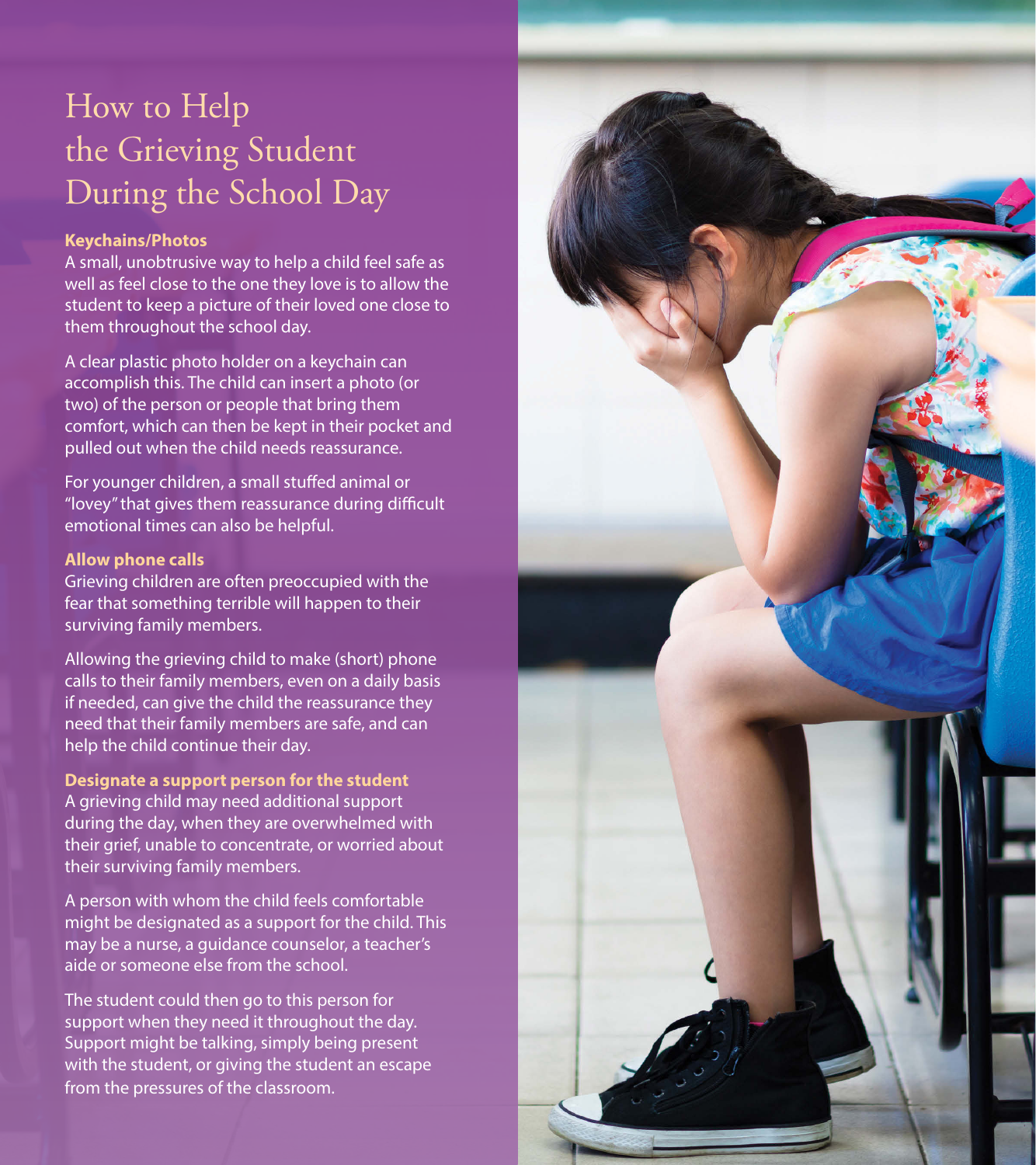# How to Help the Grieving Student During the School Day

### Keychains/Photos

A small, unobtrusive way to help a child feel safe as well as feel close to the one they love is to allow the student to keep a picture of their loved one close to them throughout the school day.

A clear plastic photo holder on a keychain can accomplish this. The child can insert a photo (or two) of the person or people that bring them comfort, which can then be kept in their pocket and pulled out when the child needs reassurance.

For younger children, a small stuffed animal or "lovey" that gives them reassurance during difficult emotional times can also be helpful.

### Allow phone calls

Grieving children are often preoccupied with the fear that something terrible will happen to their surviving family members.

Allowing the grieving child to make (short) phone calls to their family members, even on a daily basis if needed, can give the child the reassurance they need that their family members are safe, and can help the child continue their day.

### Designate a support person for the student

A grieving child may need additional support during the day, when they are overwhelmed with their grief, unable to concentrate, or worried about their surviving family members.

A person with whom the child feels comfortable might be designated as a support for the child. This may be a nurse, a guidance counselor, a teacher's aide or someone else from the school.

The student could then go to this person for support when they need it throughout the day. Support might be talking, simply being present with the student, or giving the student an escape from the pressures of the classroom.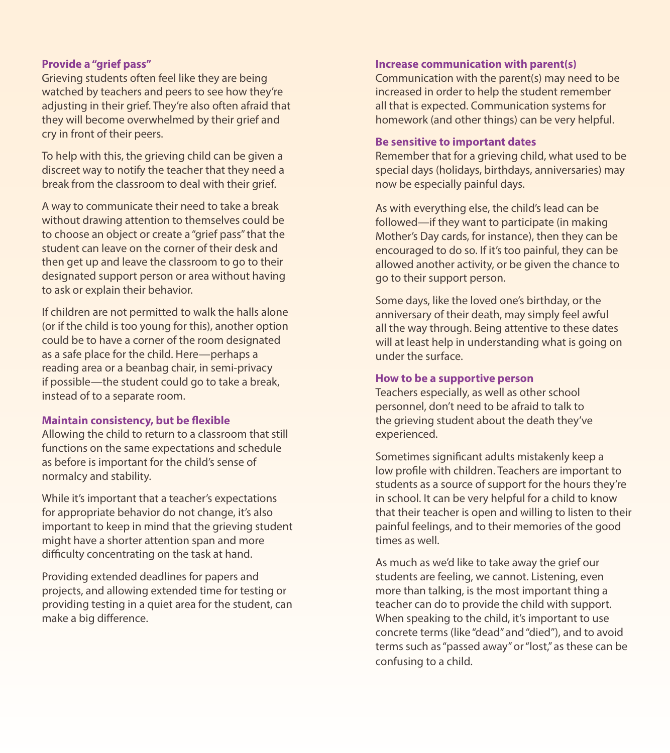### Provide a "grief pass"

Grieving students often feel like they are being watched by teachers and peers to see how they're adjusting in their grief. They're also often afraid that they will become overwhelmed by their grief and cry in front of their peers.

To help with this, the grieving child can be given a discreet way to notify the teacher that they need a break from the classroom to deal with their grief.

A way to communicate their need to take a break without drawing attention to themselves could be to choose an object or create a "grief pass" that the student can leave on the corner of their desk and then get up and leave the classroom to go to their designated support person or area without having to ask or explain their behavior.

If children are not permitted to walk the halls alone (or if the child is too young for this), another option could be to have a corner of the room designated as a safe place for the child. Here—perhaps a reading area or a beanbag chair, in semi-privacy if possible—the student could go to take a break, instead of to a separate room.

### Maintain consistency, but be flexible

Allowing the child to return to a classroom that still functions on the same expectations and schedule as before is important for the child's sense of normalcy and stability.

While it's important that a teacher's expectations for appropriate behavior do not change, it's also important to keep in mind that the grieving student might have a shorter attention span and more difficulty concentrating on the task at hand.

Providing extended deadlines for papers and projects, and allowing extended time for testing or providing testing in a quiet area for the student, can make a big difference.

### Increase communication with parent(s)

Communication with the parent(s) may need to be increased in order to help the student remember all that is expected. Communication systems for homework (and other things) can be very helpful.

### Be sensitive to important dates

Remember that for a grieving child, what used to be special days (holidays, birthdays, anniversaries) may now be especially painful days.

As with everything else, the child's lead can be followed—if they want to participate (in making Mother's Day cards, for instance), then they can be encouraged to do so. If it's too painful, they can be allowed another activity, or be given the chance to go to their support person.

Some days, like the loved one's birthday, or the anniversary of their death, may simply feel awful all the way through. Being attentive to these dates will at least help in understanding what is going on under the surface.

### How to be a supportive person

Teachers especially, as well as other school personnel, don't need to be afraid to talk to the grieving student about the death they've experienced.

Sometimes significant adults mistakenly keep a low profile with children. Teachers are important to students as a source of support for the hours they're in school. It can be very helpful for a child to know that their teacher is open and willing to listen to their painful feelings, and to their memories of the good times as well.

As much as we'd like to take away the grief our students are feeling, we cannot. Listening, even more than talking, is the most important thing a teacher can do to provide the child with support. When speaking to the child, it's important to use concrete terms (like "dead" and "died"), and to avoid terms such as "passed away" or "lost," as these can be confusing to a child.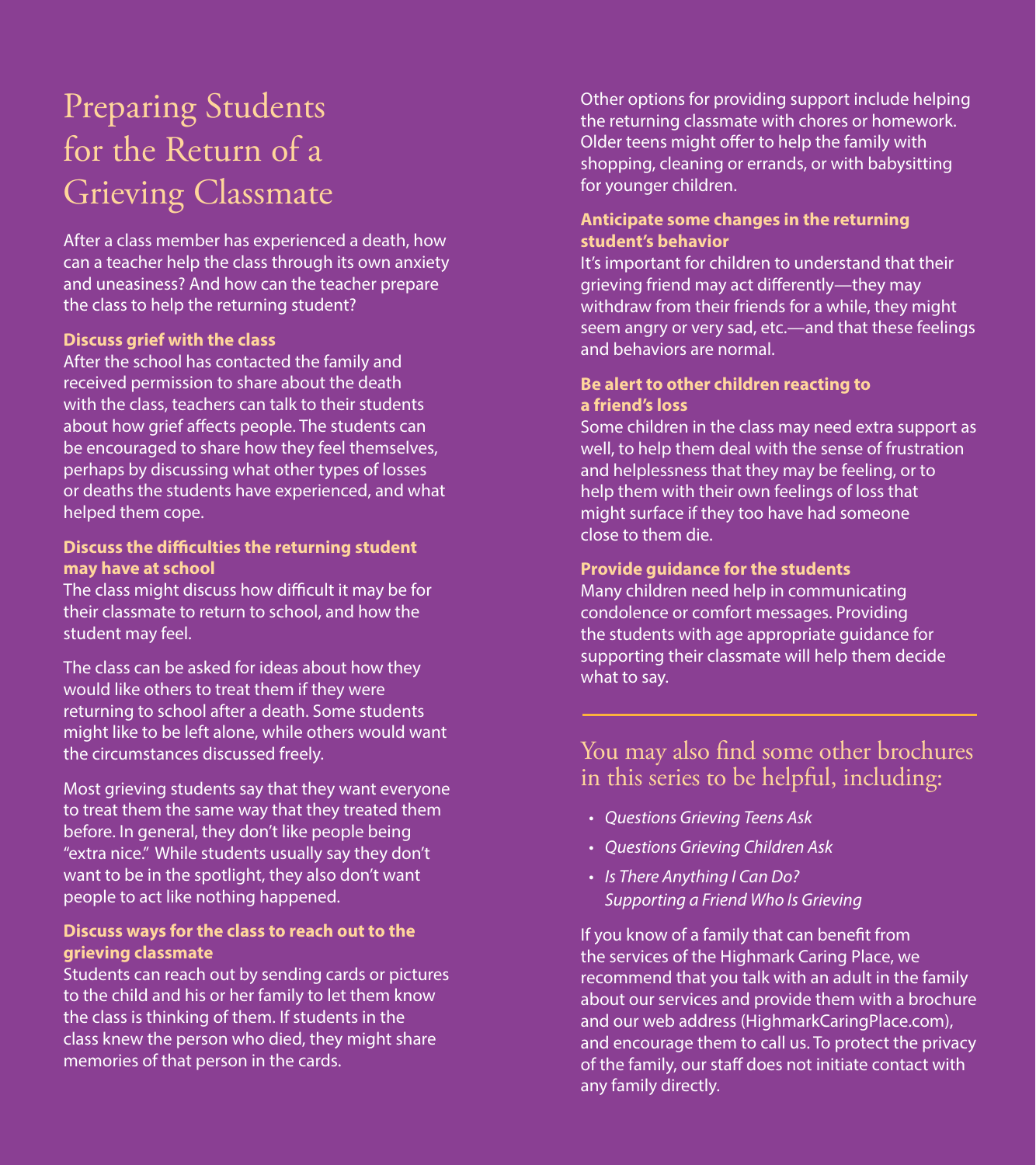# Preparing Students for the Return of a Grieving Classmate

After a class member has experienced a death, how can a teacher help the class through its own anxiety and uneasiness? And how can the teacher prepare the class to help the returning student?

**Discuss grief with the class**

After the school has contacted the family and received permission to share about the death with the class, teachers can talk to their students about how grief affects people. The students can be encouraged to share how they feel themselves, perhaps by discussing what other types of losses or deaths the students have experienced, and what helped them cope.

**Discuss the difficulties the returning student may have at school**

The class might discuss how difficult it may be for their classmate to return to school, and how the student may feel.

The class can be asked for ideas about how they would like others to treat them if they were returning to school after a death. Some students might like to be left alone, while others would want the circumstances discussed freely.

Most grieving students say that they want everyone to treat them the same way that they treated them before. In general, they don't like people being "extra nice." While students usually say they don't want to be in the spotlight, they also don't want people to act like nothing happened.

**Discuss ways for the class to reach out to the grieving classmate**

Students can reach out by sending cards or pictures to the child and his or her family to let them know the class is thinking of them. If students in the class knew the person who died, they might share memories of that person in the cards.

Other options for providing support include helping the returning classmate with chores or homework. Older teens might offer to help the family with shopping, cleaning or errands, or with babysitting for younger children.

**Anticipate some changes in the returning student's behavior**

It's important for children to understand that their grieving friend may act differently—they may withdraw from their friends for a while, they might seem angry or very sad, etc.—and that these feelings and behaviors are normal.

**Be alert to other children reacting to a friend's loss**

Some children in the class may need extra support as well, to help them deal with the sense of frustration and helplessness that they may be feeling, or to help them with their own feelings of loss that might surface if they too have had someone close to them die.

**Provide guidance for the students**

Many children need help in communicating condolence or comfort messages. Providing the students with age appropriate guidance for supporting their classmate will help them decide what to say.

---

## You may also find some other brochures in this series to be helpful, including:

- *Questions Grieving Teens Ask*
- *Questions Grieving Children Ask*
- *Is There Anything I Can Do? Supporting a Friend Who Is Grieving*

If you know of a family that can benefit from the services of the Highmark Caring Place, we recommend that you talk with an adult in the family about our services and provide them with a brochure and our web address (HighmarkCaringPlace.com), and encourage them to call us. To protect the privacy of the family, our staff does not initiate contact with any family directly.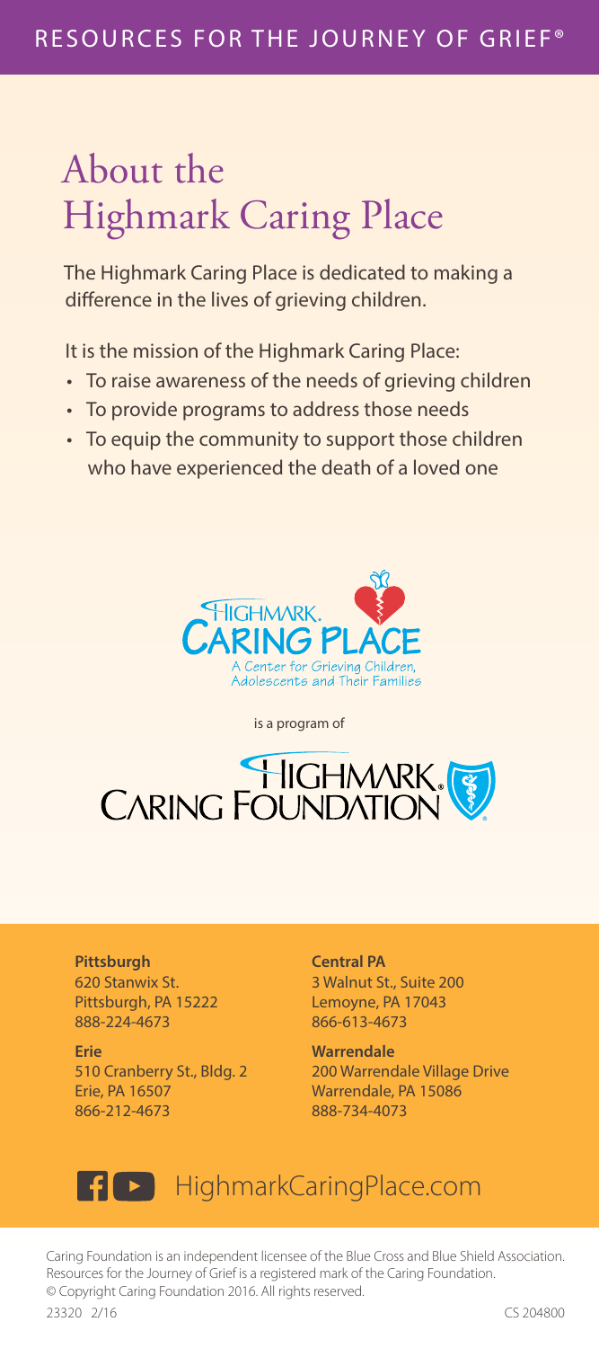RESOURCES FOR THE JOURNEY OF GRIEF®

# About the Highmark Caring Place

The Highmark Caring Place is dedicated to making a difference in the lives of grieving children.

It is the mission of the Highmark Caring Place:

- To raise awareness of the needs of grieving children
- To provide programs to address those needs
- To equip the community to support those children who have experienced the death of a loved one

HIGHMARK. CARING PLACE
A Center for Grieving Children, Adolescents and Their Families

is a program of

HIGHMARK. CARING FOUNDATION

**Pittsburgh**
620 Stanwix St.
Pittsburgh, PA 15222
888-224-4673

**Erie**
510 Cranberry St., Bldg. 2
Erie, PA 16507
866-212-4673

**Central PA**
3 Walnut St., Suite 200
Lemoyne, PA 17043
866-613-4673

**Warrendale**
200 Warrendale Village Drive
Warrendale, PA 15086
888-734-4073

HighmarkCaringPlace.com

Caring Foundation is an independent licensee of the Blue Cross and Blue Shield Association.
Resources for the Journey of Grief is a registered mark of the Caring Foundation.
© Copyright Caring Foundation 2016. All rights reserved.

23320 2/16 CS 204800